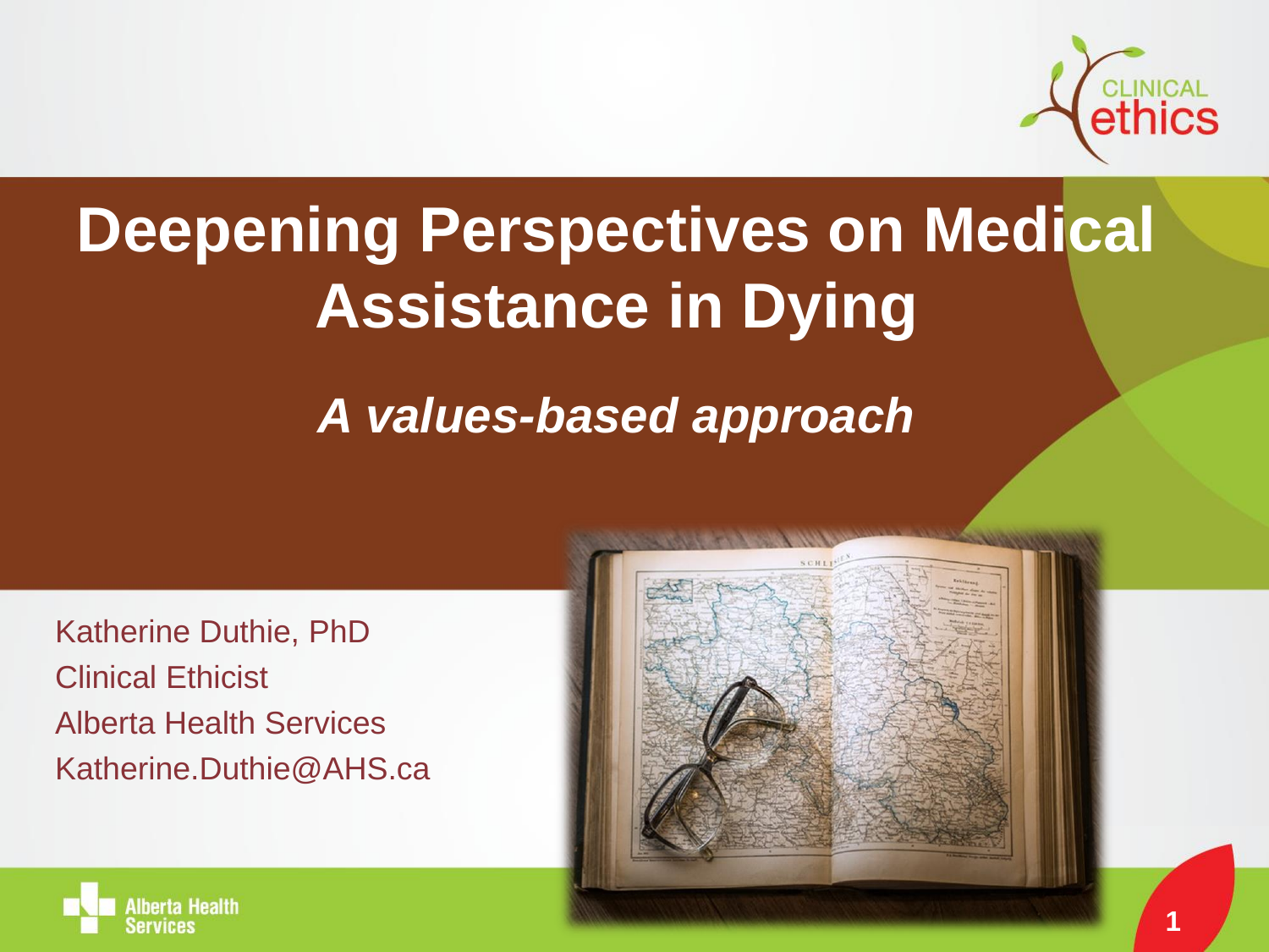# Deepening Perspectives on Medical Assistance in Dying

## *A values-based approach*

Katherine Duthie, PhD
Clinical Ethicist
Alberta Health Services
Katherine.Duthie@AHS.ca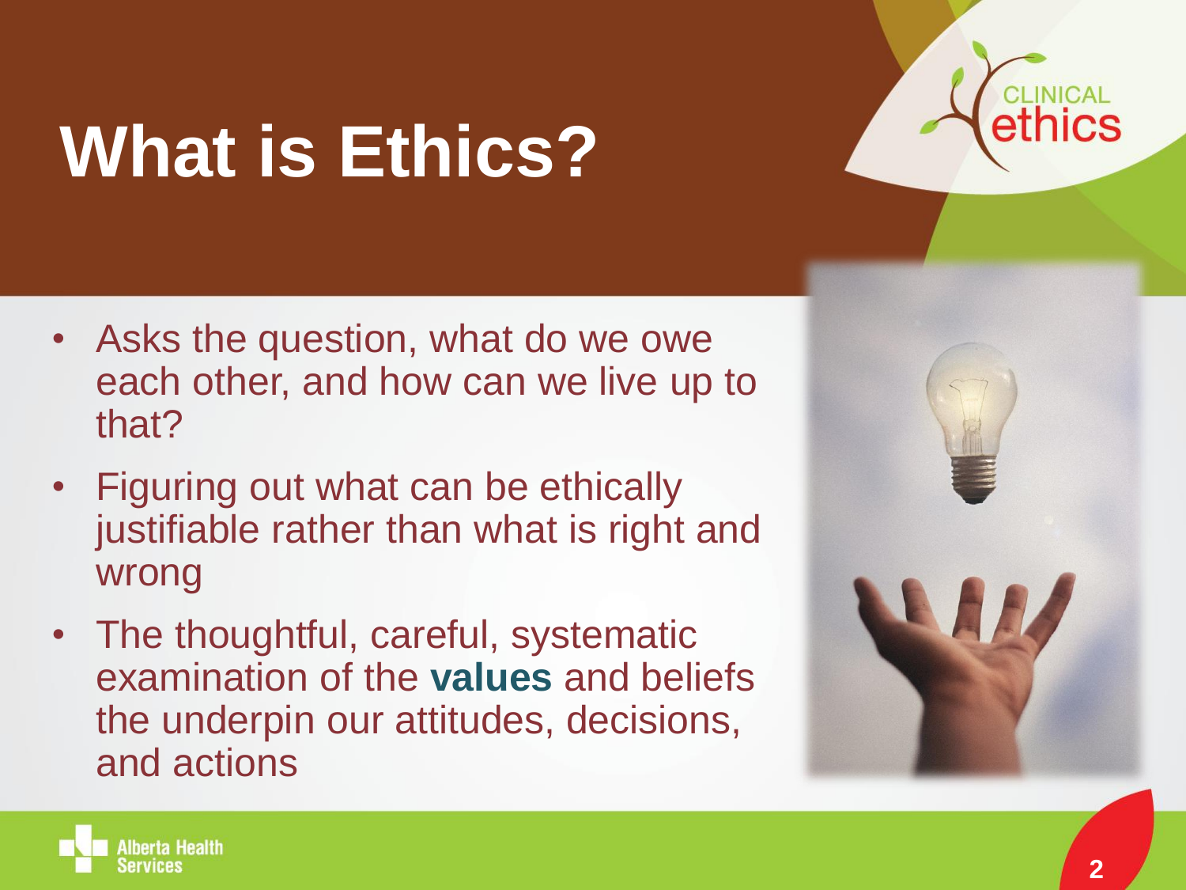# What is Ethics?

- Asks the question, what do we owe each other, and how can we live up to that?
- Figuring out what can be ethically justifiable rather than what is right and wrong
- The thoughtful, careful, systematic examination of the **values** and beliefs the underpin our attitudes, decisions, and actions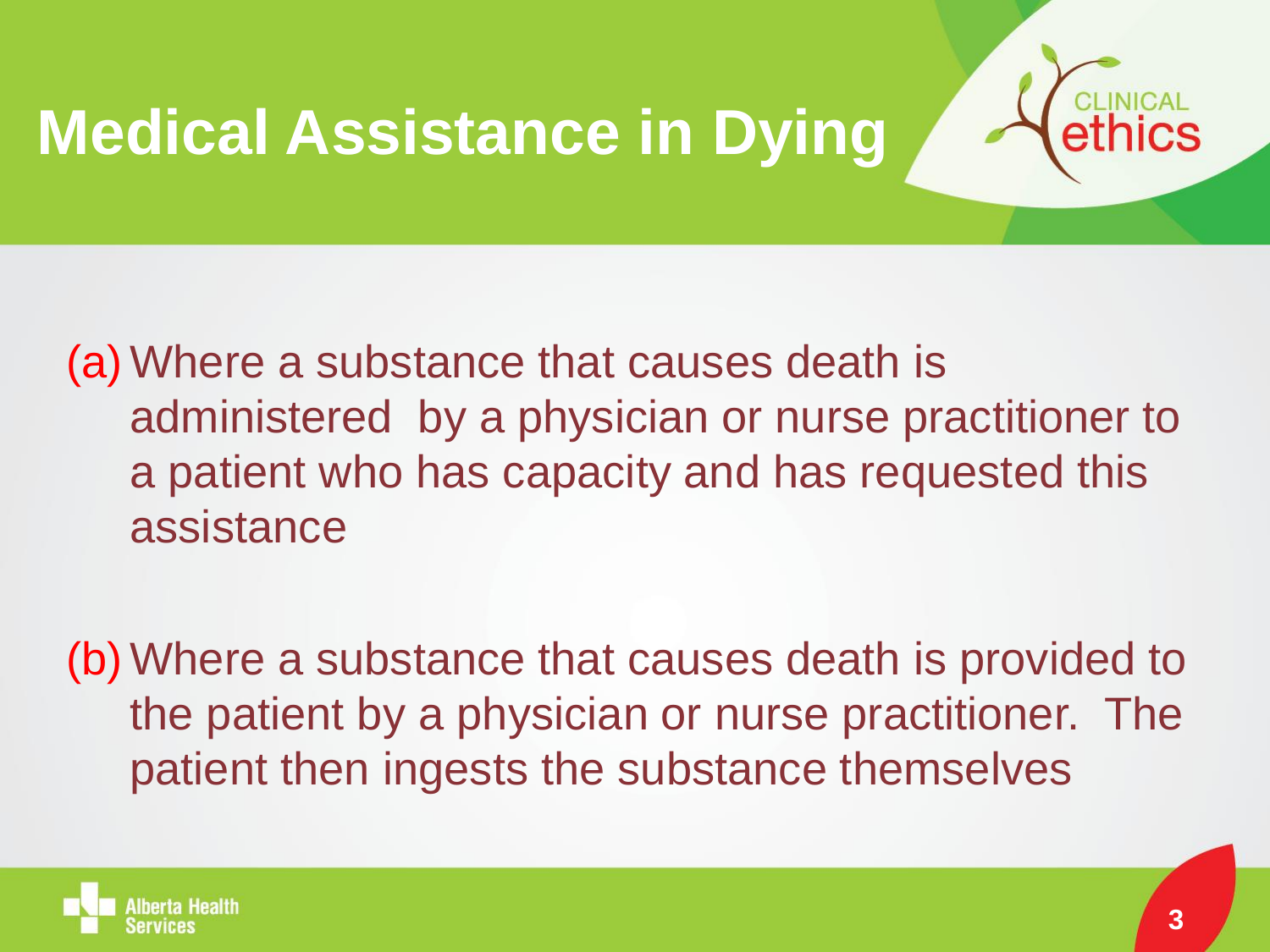# Medical Assistance in Dying

(a) Where a substance that causes death is administered by a physician or nurse practitioner to a patient who has capacity and has requested this assistance

(b) Where a substance that causes death is provided to the patient by a physician or nurse practitioner. The patient then ingests the substance themselves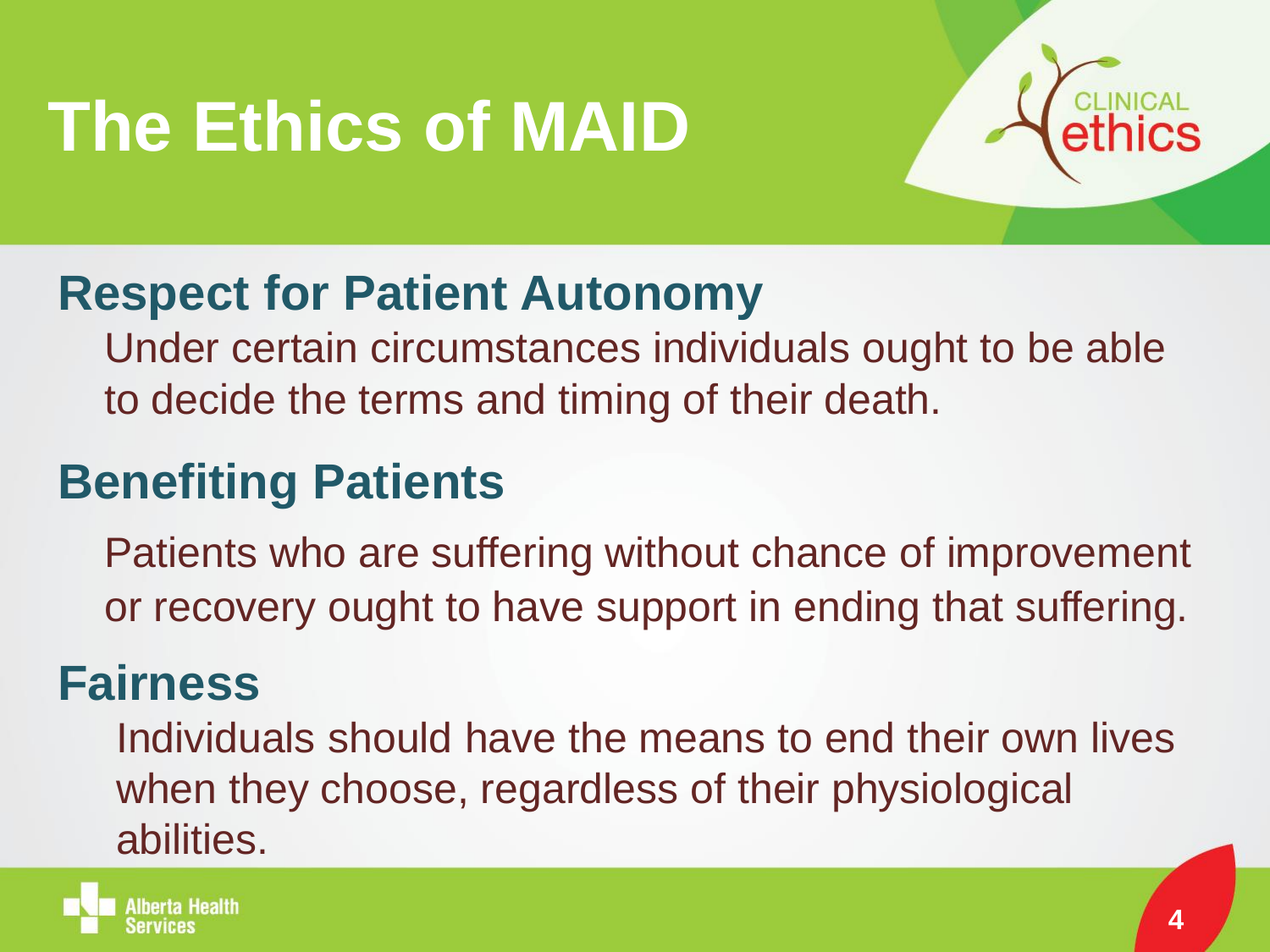# The Ethics of MAID

## Respect for Patient Autonomy

Under certain circumstances individuals ought to be able to decide the terms and timing of their death.

## Benefiting Patients

Patients who are suffering without chance of improvement or recovery ought to have support in ending that suffering.

## Fairness

Individuals should have the means to end their own lives when they choose, regardless of their physiological abilities.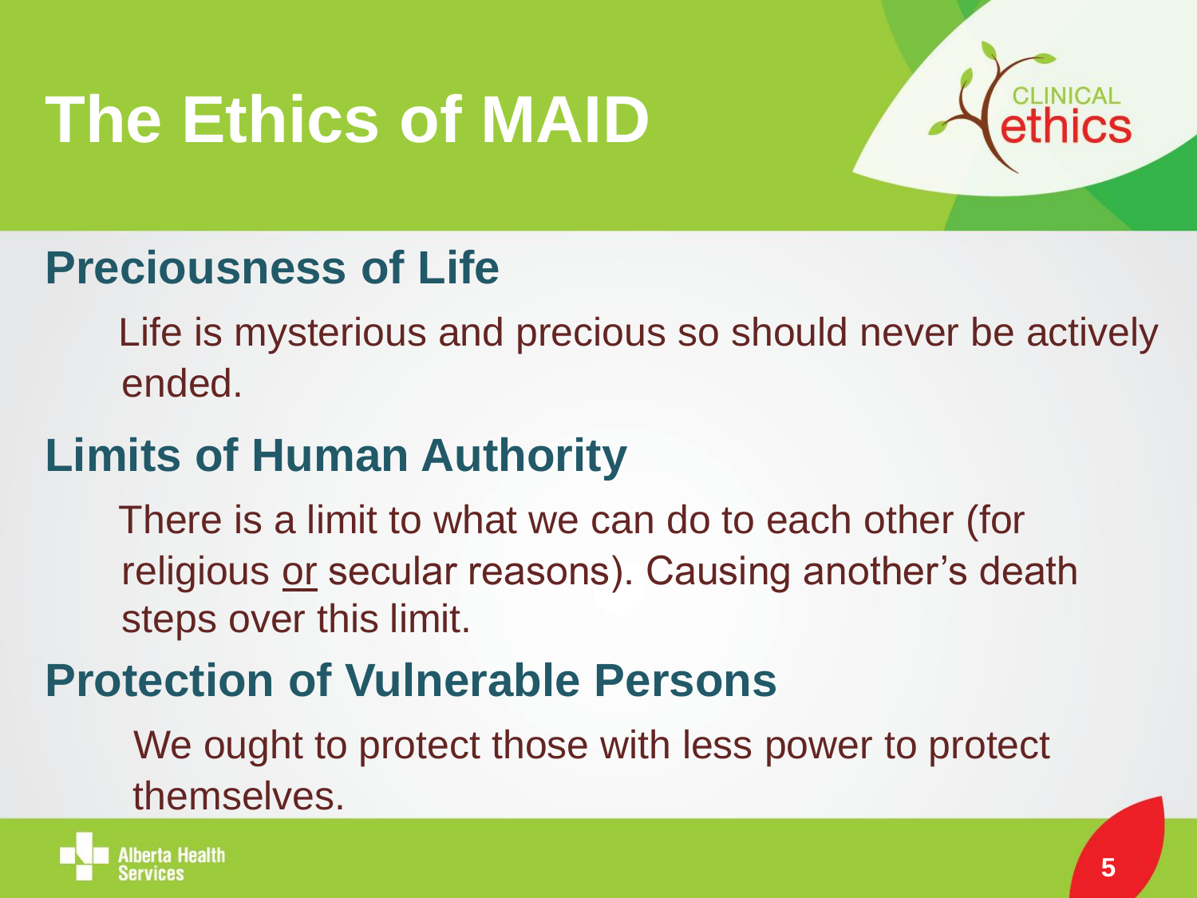# The Ethics of MAID

## Preciousness of Life

Life is mysterious and precious so should never be actively ended.

## Limits of Human Authority

There is a limit to what we can do to each other (for religious <u>or</u> secular reasons). Causing another's death steps over this limit.

## Protection of Vulnerable Persons

We ought to protect those with less power to protect themselves.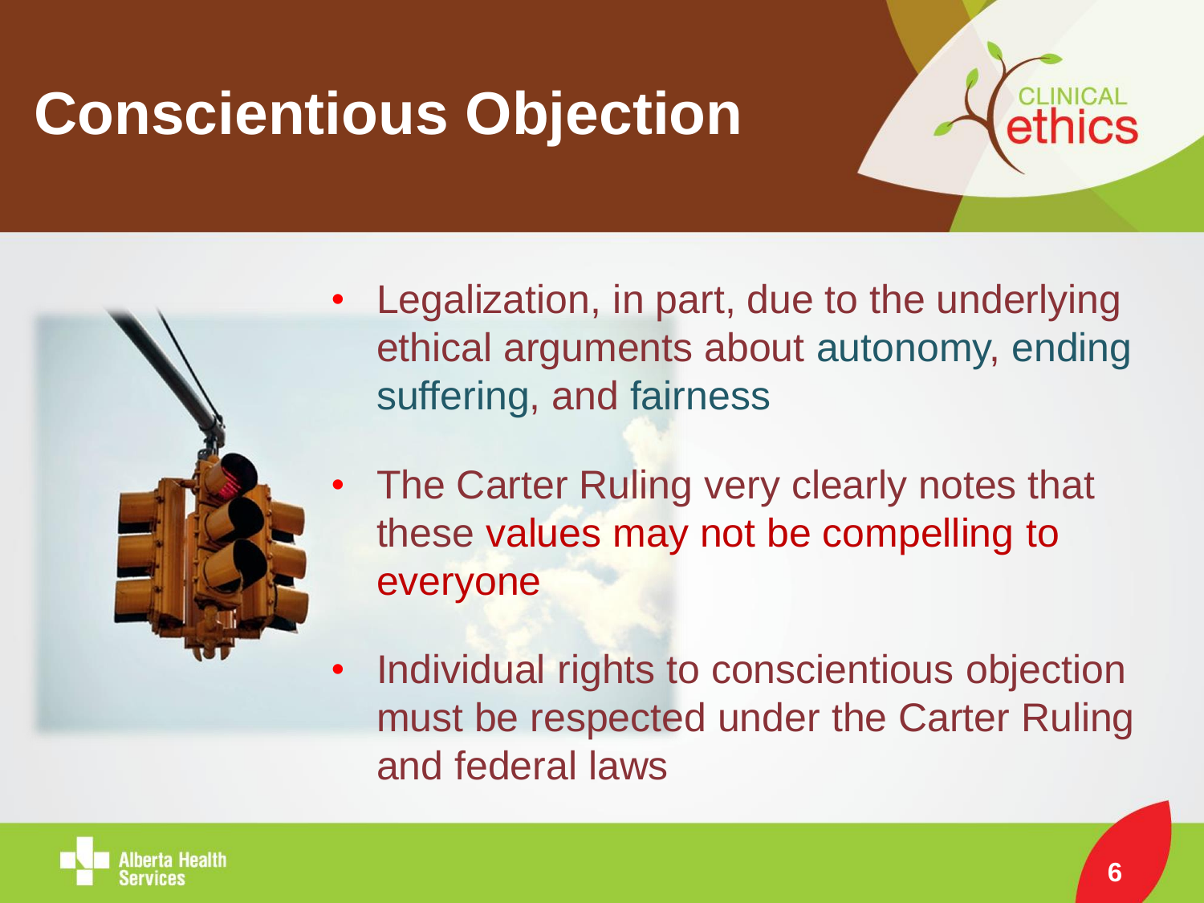# Conscientious Objection

- Legalization, in part, due to the underlying ethical arguments about autonomy, ending suffering, and fairness
- The Carter Ruling very clearly notes that these values may not be compelling to everyone
- Individual rights to conscientious objection must be respected under the Carter Ruling and federal laws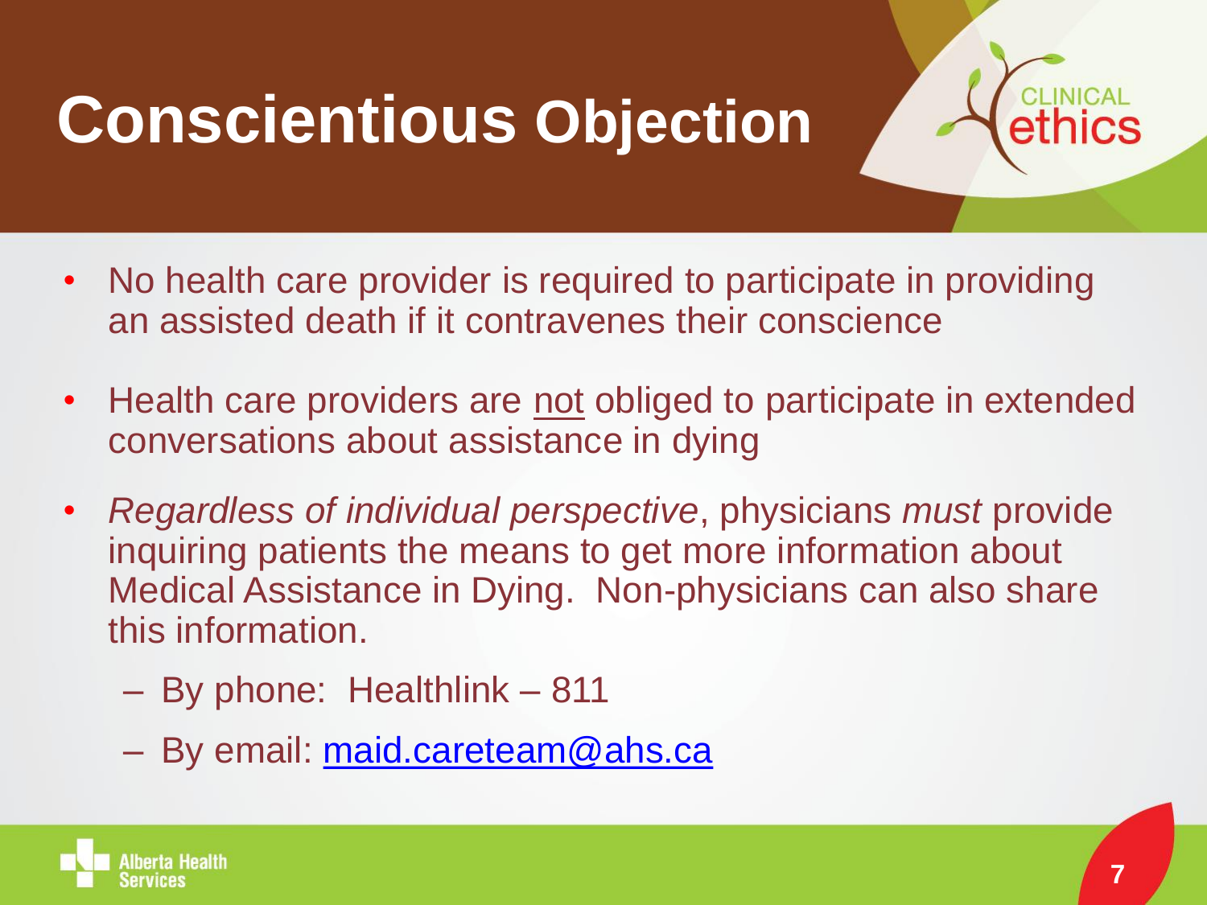# Conscientious Objection

- No health care provider is required to participate in providing an assisted death if it contravenes their conscience
- Health care providers are <u>not</u> obliged to participate in extended conversations about assistance in dying
- *Regardless of individual perspective*, physicians *must* provide inquiring patients the means to get more information about Medical Assistance in Dying. Non-physicians can also share this information.
  - By phone: Healthlink – 811
  - By email: [maid.careteam@ahs.ca](mailto:maid.careteam@ahs.ca)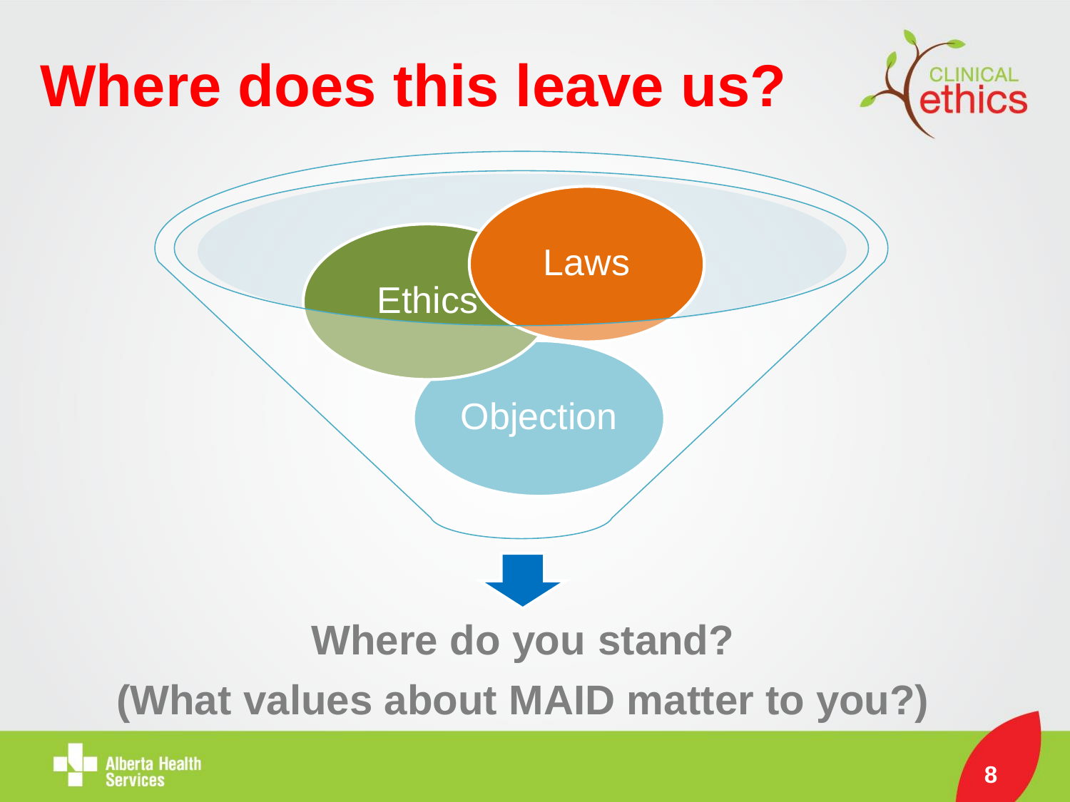# Where does this leave us?

Ethics

Laws

Objection

**Where do you stand?**

**(What values about MAID matter to you?)**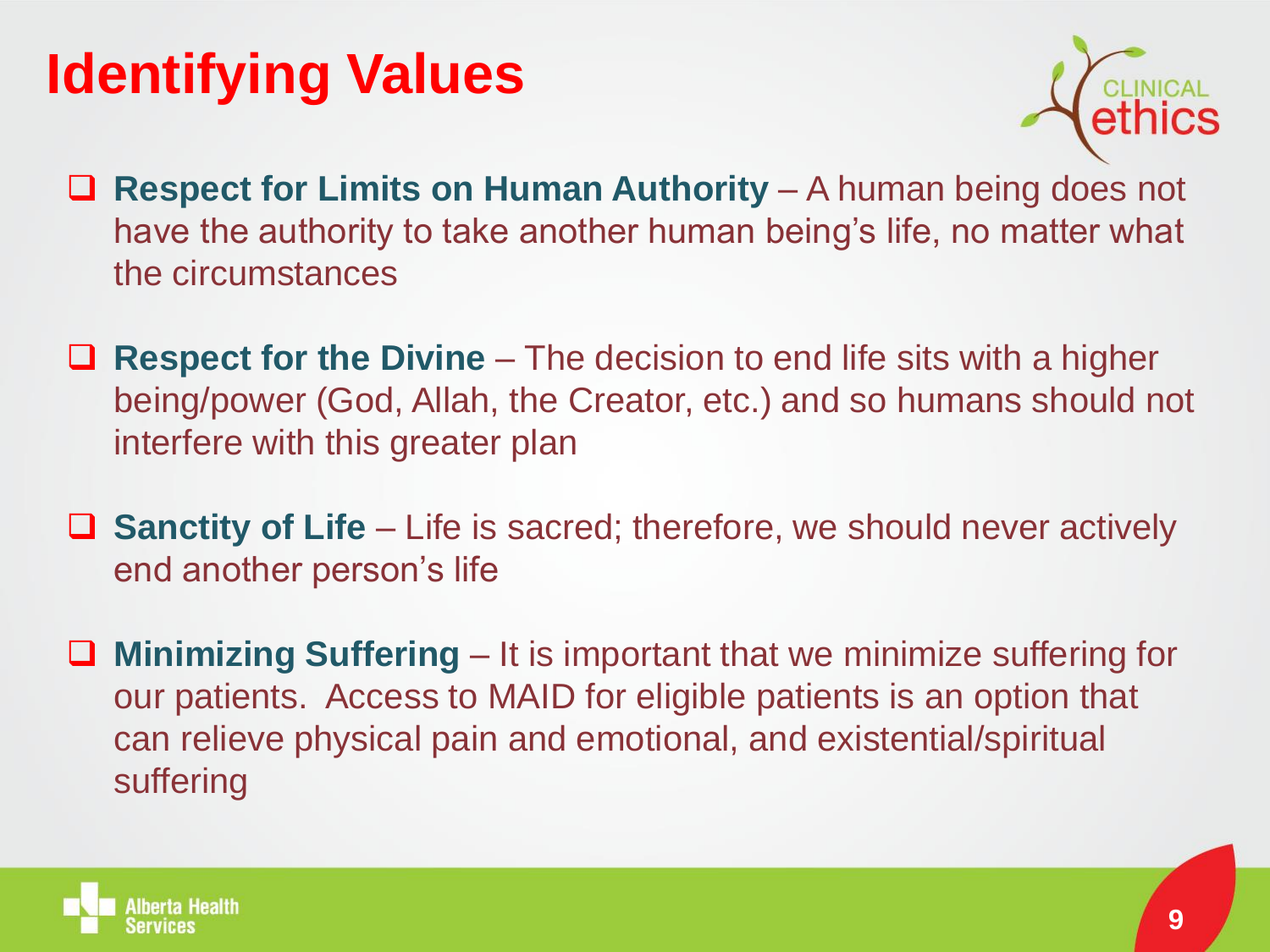# Identifying Values

- **Respect for Limits on Human Authority** – A human being does not have the authority to take another human being's life, no matter what the circumstances

- **Respect for the Divine** – The decision to end life sits with a higher being/power (God, Allah, the Creator, etc.) and so humans should not interfere with this greater plan

- **Sanctity of Life** – Life is sacred; therefore, we should never actively end another person's life

- **Minimizing Suffering** – It is important that we minimize suffering for our patients. Access to MAID for eligible patients is an option that can relieve physical pain and emotional, and existential/spiritual suffering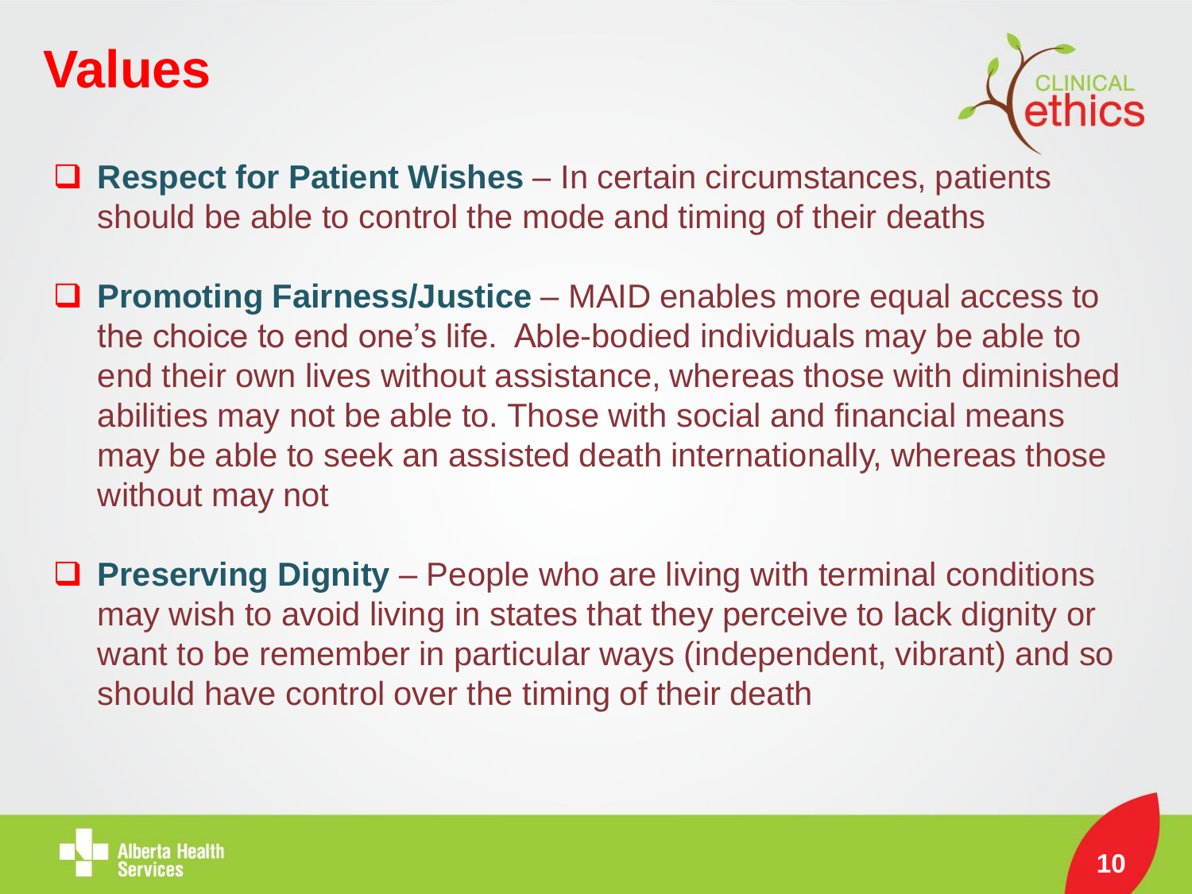# Values

- **Respect for Patient Wishes** – In certain circumstances, patients should be able to control the mode and timing of their deaths

- **Promoting Fairness/Justice** – MAID enables more equal access to the choice to end one's life. Able-bodied individuals may be able to end their own lives without assistance, whereas those with diminished abilities may not be able to. Those with social and financial means may be able to seek an assisted death internationally, whereas those without may not

- **Preserving Dignity** – People who are living with terminal conditions may wish to avoid living in states that they perceive to lack dignity or want to be remember in particular ways (independent, vibrant) and so should have control over the timing of their death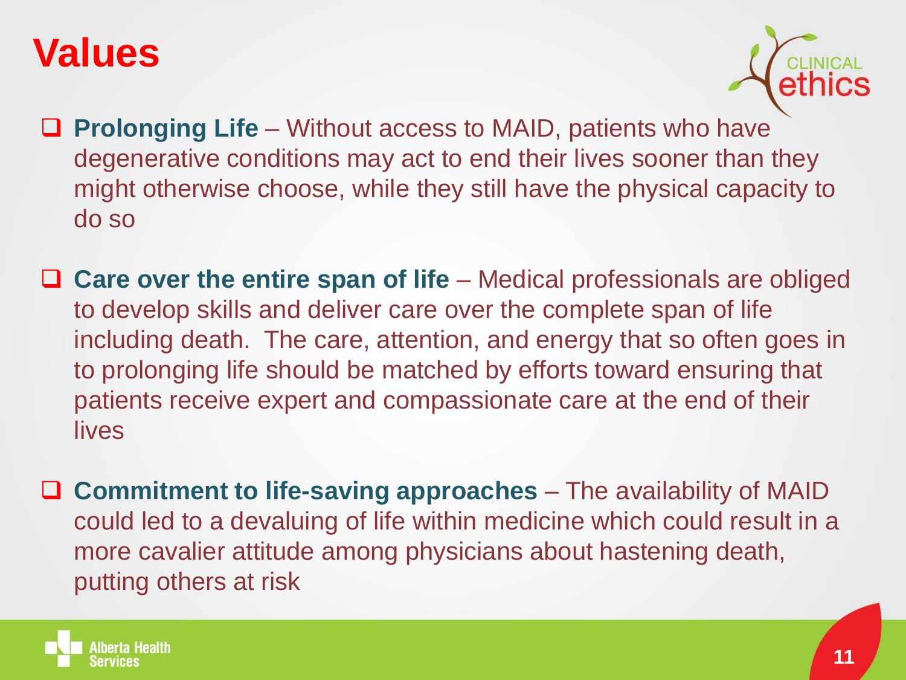# Values

- **Prolonging Life** – Without access to MAID, patients who have degenerative conditions may act to end their lives sooner than they might otherwise choose, while they still have the physical capacity to do so

- **Care over the entire span of life** – Medical professionals are obliged to develop skills and deliver care over the complete span of life including death. The care, attention, and energy that so often goes in to prolonging life should be matched by efforts toward ensuring that patients receive expert and compassionate care at the end of their lives

- **Commitment to life-saving approaches** – The availability of MAID could led to a devaluing of life within medicine which could result in a more cavalier attitude among physicians about hastening death, putting others at risk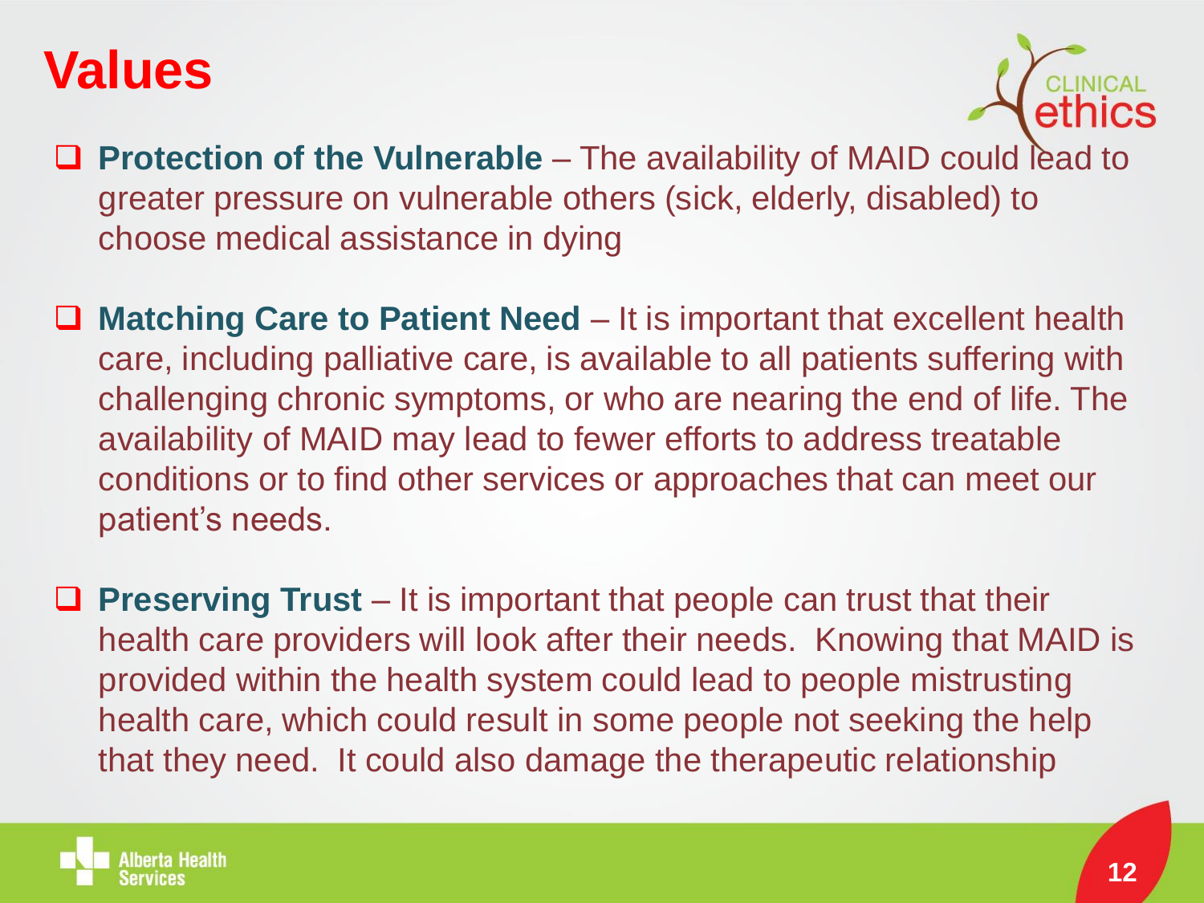# Values

- **Protection of the Vulnerable** – The availability of MAID could lead to greater pressure on vulnerable others (sick, elderly, disabled) to choose medical assistance in dying

- **Matching Care to Patient Need** – It is important that excellent health care, including palliative care, is available to all patients suffering with challenging chronic symptoms, or who are nearing the end of life. The availability of MAID may lead to fewer efforts to address treatable conditions or to find other services or approaches that can meet our patient's needs.

- **Preserving Trust** – It is important that people can trust that their health care providers will look after their needs. Knowing that MAID is provided within the health system could lead to people mistrusting health care, which could result in some people not seeking the help that they need. It could also damage the therapeutic relationship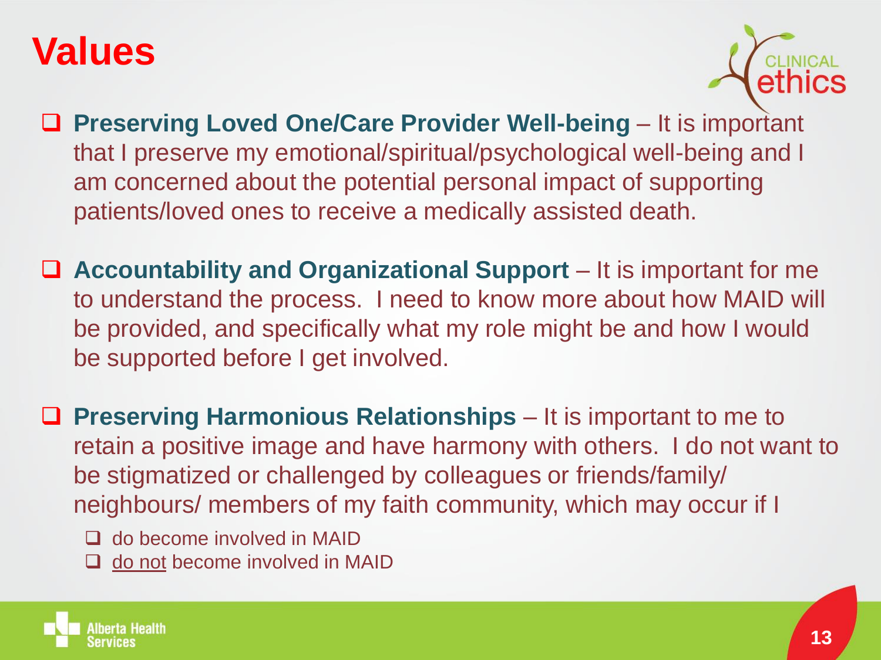# Values

- **Preserving Loved One/Care Provider Well-being** – It is important that I preserve my emotional/spiritual/psychological well-being and I am concerned about the potential personal impact of supporting patients/loved ones to receive a medically assisted death.

- **Accountability and Organizational Support** – It is important for me to understand the process. I need to know more about how MAID will be provided, and specifically what my role might be and how I would be supported before I get involved.

- **Preserving Harmonious Relationships** – It is important to me to retain a positive image and have harmony with others. I do not want to be stigmatized or challenged by colleagues or friends/family/ neighbours/ members of my faith community, which may occur if I
  - do become involved in MAID
  - <u>do not</u> become involved in MAID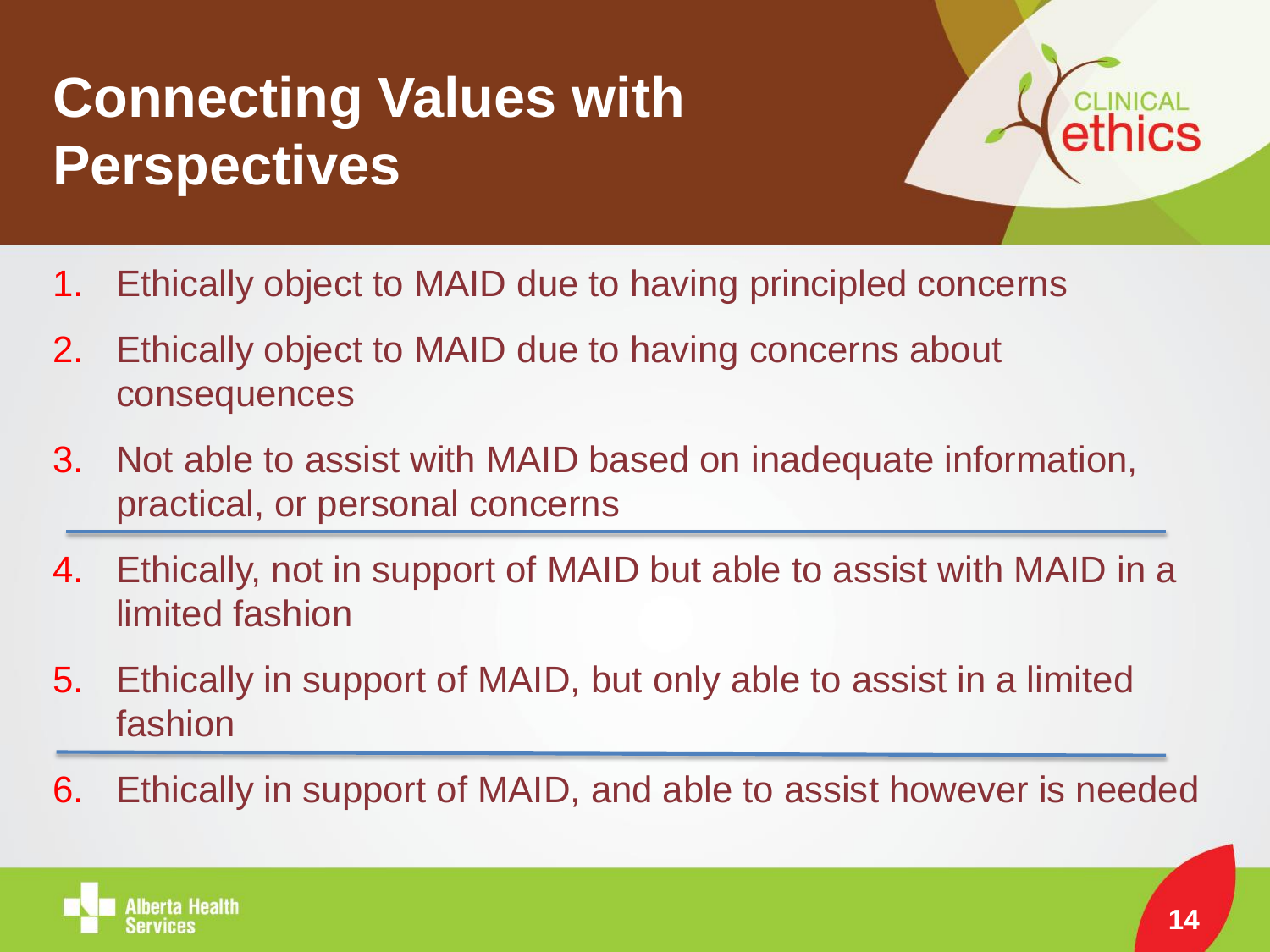# Connecting Values with Perspectives

1. Ethically object to MAID due to having principled concerns
2. Ethically object to MAID due to having concerns about consequences
3. Not able to assist with MAID based on inadequate information, practical, or personal concerns

---

4. Ethically, not in support of MAID but able to assist with MAID in a limited fashion
5. Ethically in support of MAID, but only able to assist in a limited fashion

---

6. Ethically in support of MAID, and able to assist however is needed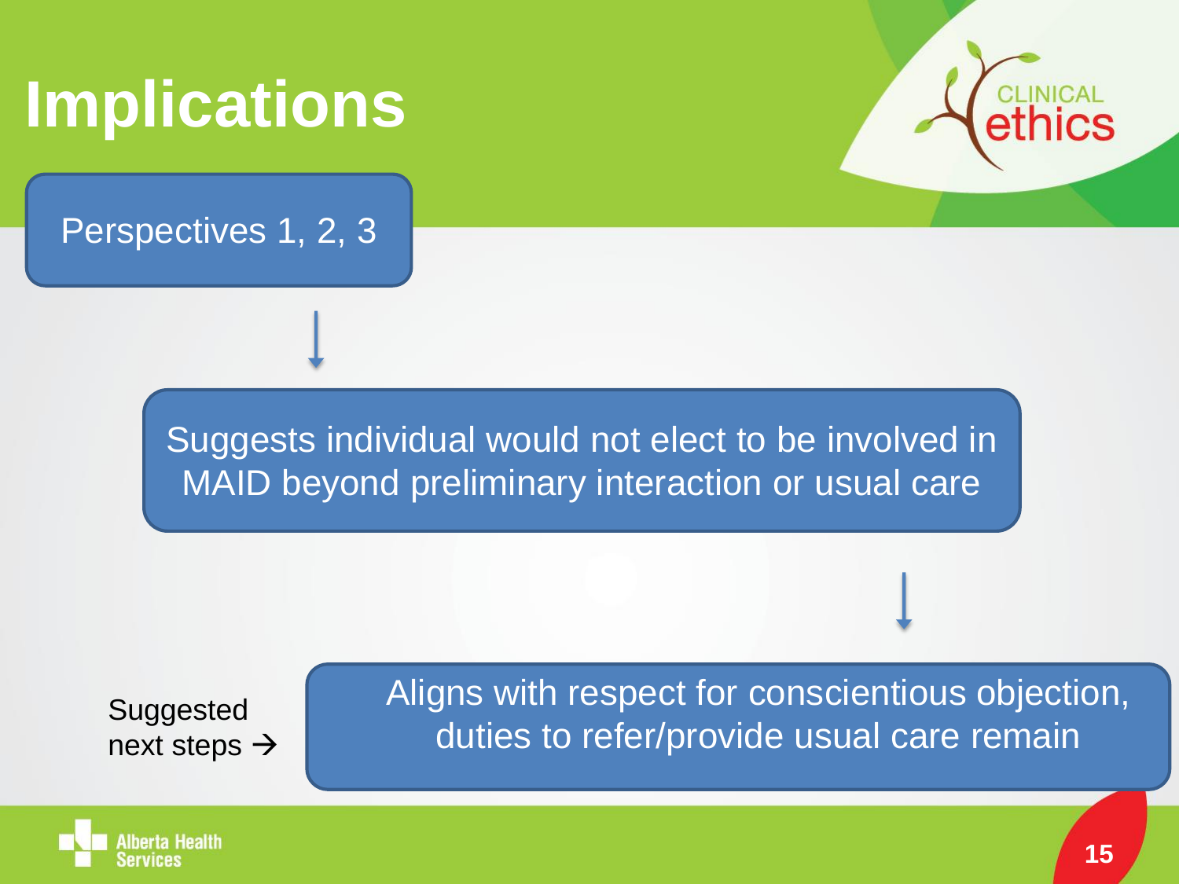# Implications

Perspectives 1, 2, 3

↓

Suggests individual would not elect to be involved in MAID beyond preliminary interaction or usual care

↓

Suggested next steps →

Aligns with respect for conscientious objection, duties to refer/provide usual care remain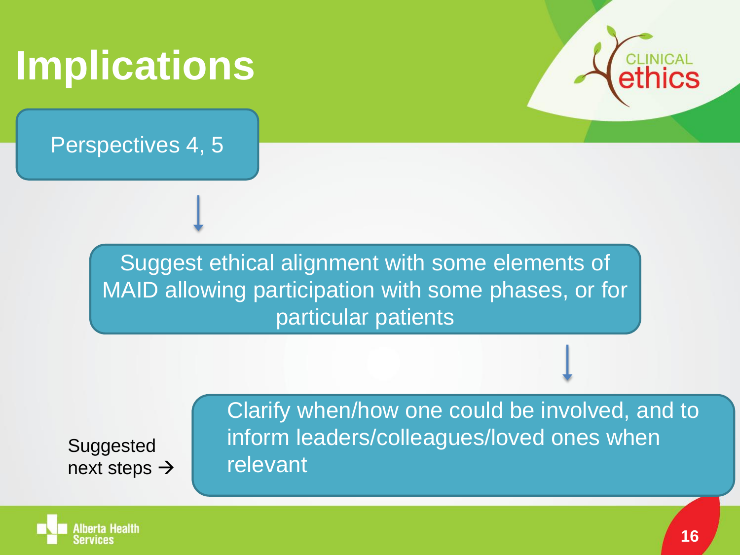# Implications

Perspectives 4, 5

↓

Suggest ethical alignment with some elements of MAID allowing participation with some phases, or for particular patients

↓

Suggested next steps →

Clarify when/how one could be involved, and to inform leaders/colleagues/loved ones when relevant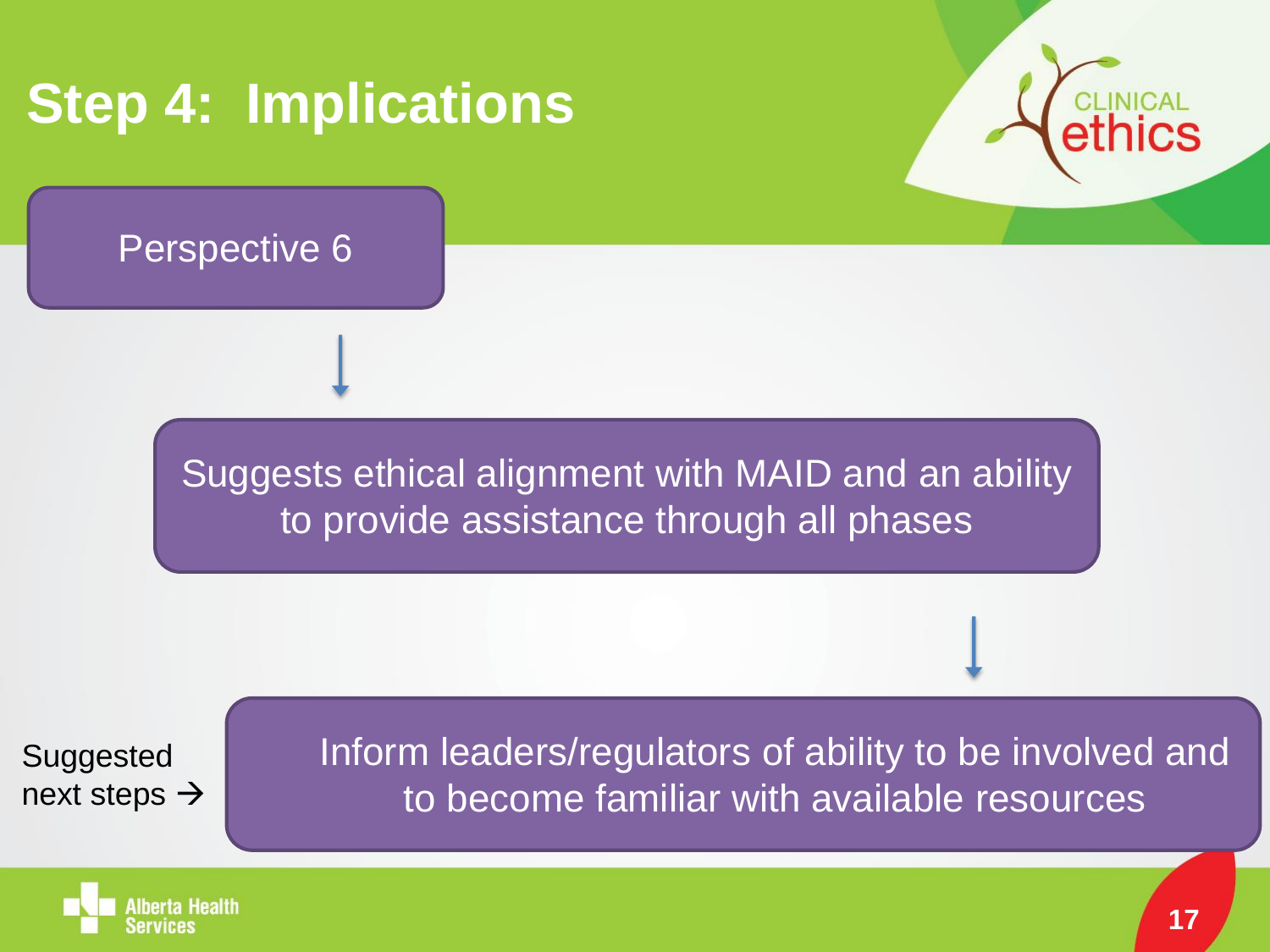# Step 4: Implications

Perspective 6

↓

Suggests ethical alignment with MAID and an ability to provide assistance through all phases

↓

Suggested next steps →

Inform leaders/regulators of ability to be involved and to become familiar with available resources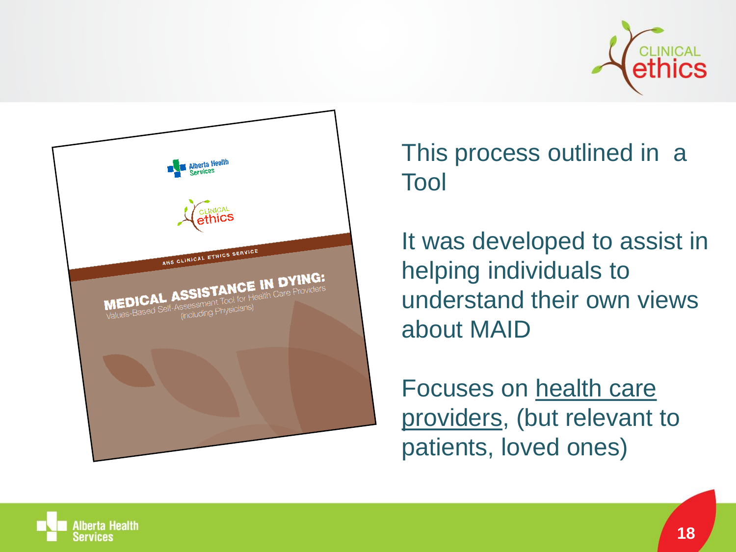Alberta Health Services

CLINICAL ethics

AHS CLINICAL ETHICS SERVICE

MEDICAL ASSISTANCE IN DYING:
Values-Based Self-Assessment Tool for Health Care Providers (including Physicians)

This process outlined in a Tool

It was developed to assist in helping individuals to understand their own views about MAID

Focuses on health care providers, (but relevant to patients, loved ones)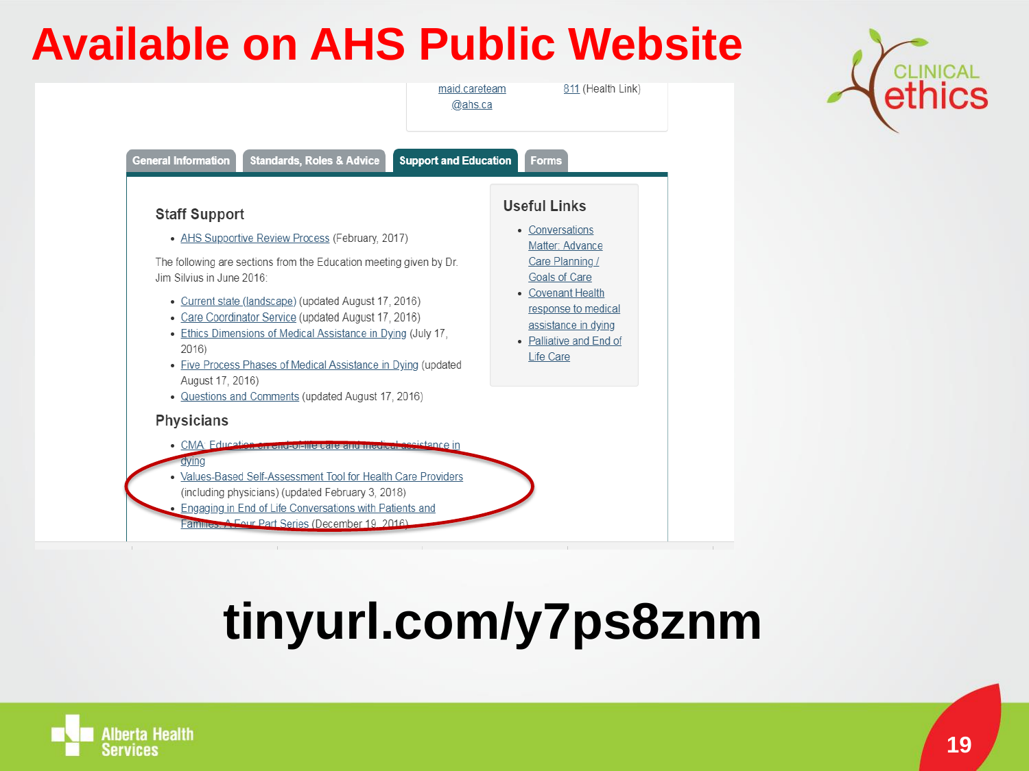# Available on AHS Public Website

maid.careteam@ahs.ca

811 (Health Link)

General Information | Standards, Roles & Advice | Support and Education | Forms

## Staff Support

- AHS Supportive Review Process (February, 2017)

The following are sections from the Education meeting given by Dr. Jim Silvius in June 2016:

- Current state (landscape) (updated August 17, 2016)
- Care Coordinator Service (updated August 17, 2016)
- Ethics Dimensions of Medical Assistance in Dying (July 17, 2016)
- Five Process Phases of Medical Assistance in Dying (updated August 17, 2016)
- Questions and Comments (updated August 17, 2016)

## Physicians

- CMA: Education on end-of-life care and medical assistance in dying
- Values-Based Self-Assessment Tool for Health Care Providers (including physicians) (updated February 3, 2018)
- Engaging in End of Life Conversations with Patients and Families: A Four Part Series (December 19, 2016)

## Useful Links

- Conversations Matter: Advance Care Planning / Goals of Care
- Covenant Health response to medical assistance in dying
- Palliative and End of Life Care

**tinyurl.com/y7ps8znm**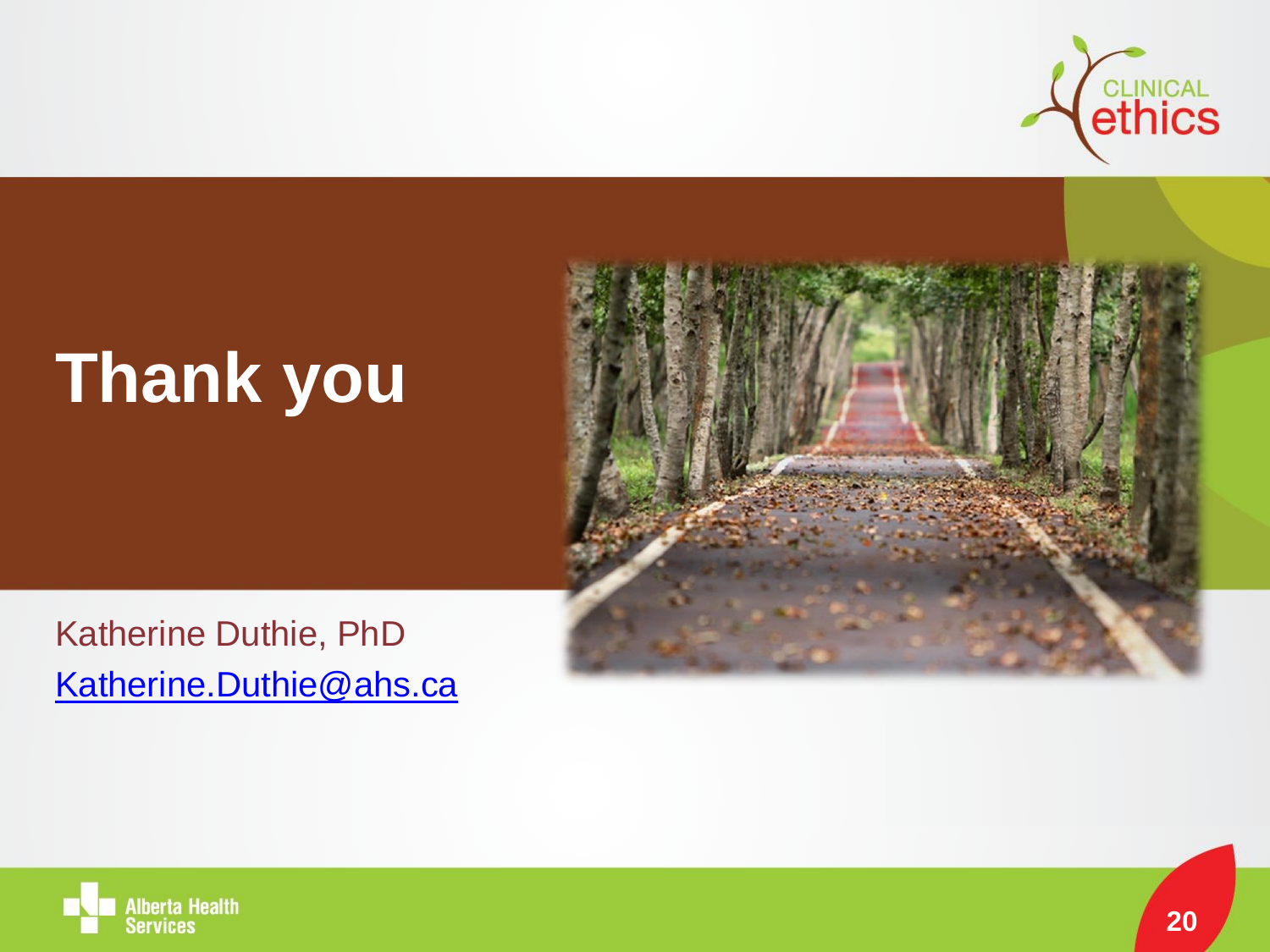# Thank you

Katherine Duthie, PhD

Katherine.Duthie@ahs.ca